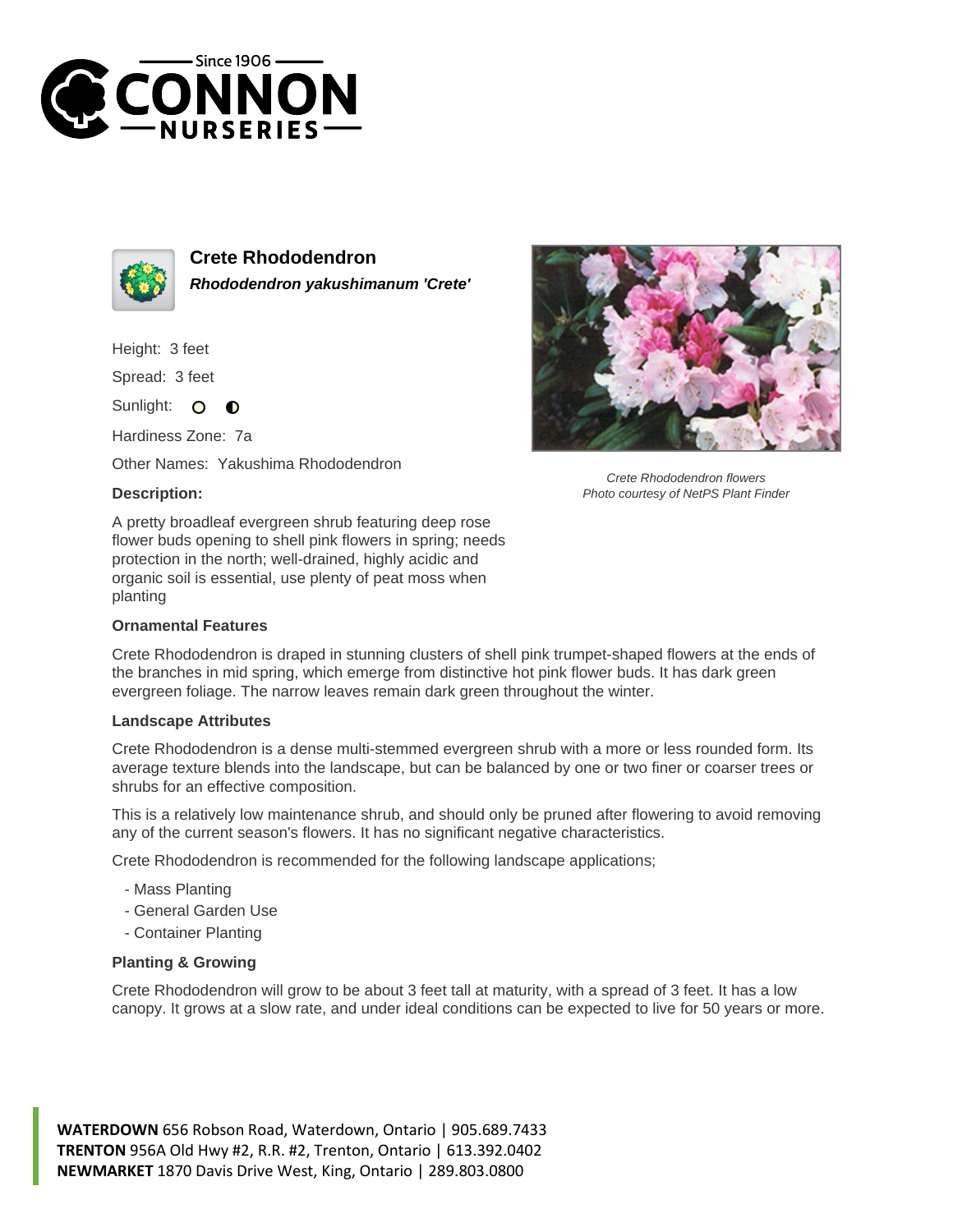# Crete Rhododendron

***Rhododendron yakushimanum 'Crete'***

Height: 3 feet

Spread: 3 feet

Sunlight:

Hardiness Zone: 7a

Other Names: Yakushima Rhododendron

*Crete Rhododendron flowers*
*Photo courtesy of NetPS Plant Finder*

### Description:

A pretty broadleaf evergreen shrub featuring deep rose flower buds opening to shell pink flowers in spring; needs protection in the north; well-drained, highly acidic and organic soil is essential, use plenty of peat moss when planting

### Ornamental Features

Crete Rhododendron is draped in stunning clusters of shell pink trumpet-shaped flowers at the ends of the branches in mid spring, which emerge from distinctive hot pink flower buds. It has dark green evergreen foliage. The narrow leaves remain dark green throughout the winter.

### Landscape Attributes

Crete Rhododendron is a dense multi-stemmed evergreen shrub with a more or less rounded form. Its average texture blends into the landscape, but can be balanced by one or two finer or coarser trees or shrubs for an effective composition.

This is a relatively low maintenance shrub, and should only be pruned after flowering to avoid removing any of the current season's flowers. It has no significant negative characteristics.

Crete Rhododendron is recommended for the following landscape applications;

- Mass Planting
- General Garden Use
- Container Planting

### Planting & Growing

Crete Rhododendron will grow to be about 3 feet tall at maturity, with a spread of 3 feet. It has a low canopy. It grows at a slow rate, and under ideal conditions can be expected to live for 50 years or more.

**WATERDOWN** 656 Robson Road, Waterdown, Ontario | 905.689.7433
**TRENTON** 956A Old Hwy #2, R.R. #2, Trenton, Ontario | 613.392.0402
**NEWMARKET** 1870 Davis Drive West, King, Ontario | 289.803.0800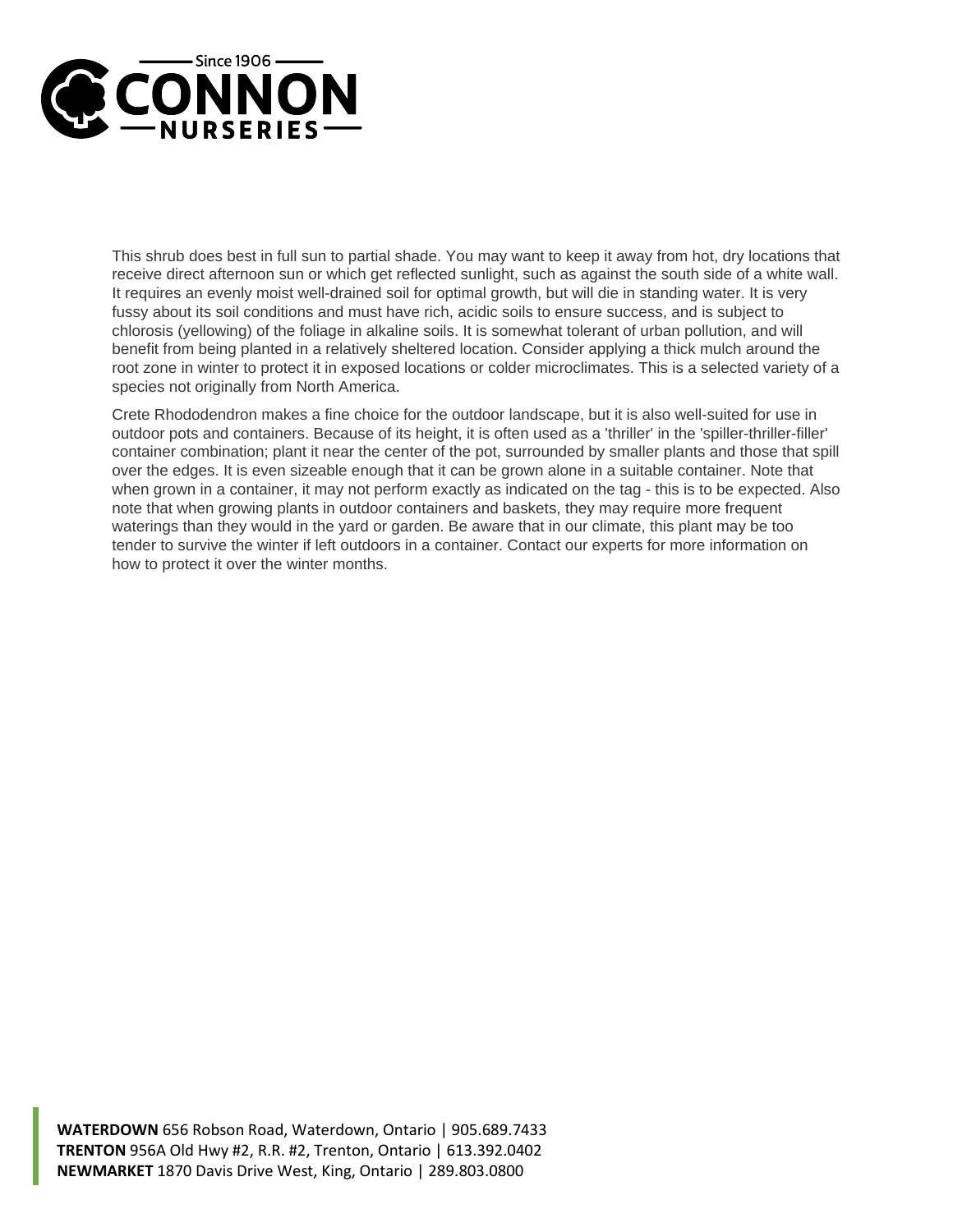This shrub does best in full sun to partial shade. You may want to keep it away from hot, dry locations that receive direct afternoon sun or which get reflected sunlight, such as against the south side of a white wall. It requires an evenly moist well-drained soil for optimal growth, but will die in standing water. It is very fussy about its soil conditions and must have rich, acidic soils to ensure success, and is subject to chlorosis (yellowing) of the foliage in alkaline soils. It is somewhat tolerant of urban pollution, and will benefit from being planted in a relatively sheltered location. Consider applying a thick mulch around the root zone in winter to protect it in exposed locations or colder microclimates. This is a selected variety of a species not originally from North America.

Crete Rhododendron makes a fine choice for the outdoor landscape, but it is also well-suited for use in outdoor pots and containers. Because of its height, it is often used as a 'thriller' in the 'spiller-thriller-filler' container combination; plant it near the center of the pot, surrounded by smaller plants and those that spill over the edges. It is even sizeable enough that it can be grown alone in a suitable container. Note that when grown in a container, it may not perform exactly as indicated on the tag - this is to be expected. Also note that when growing plants in outdoor containers and baskets, they may require more frequent waterings than they would in the yard or garden. Be aware that in our climate, this plant may be too tender to survive the winter if left outdoors in a container. Contact our experts for more information on how to protect it over the winter months.